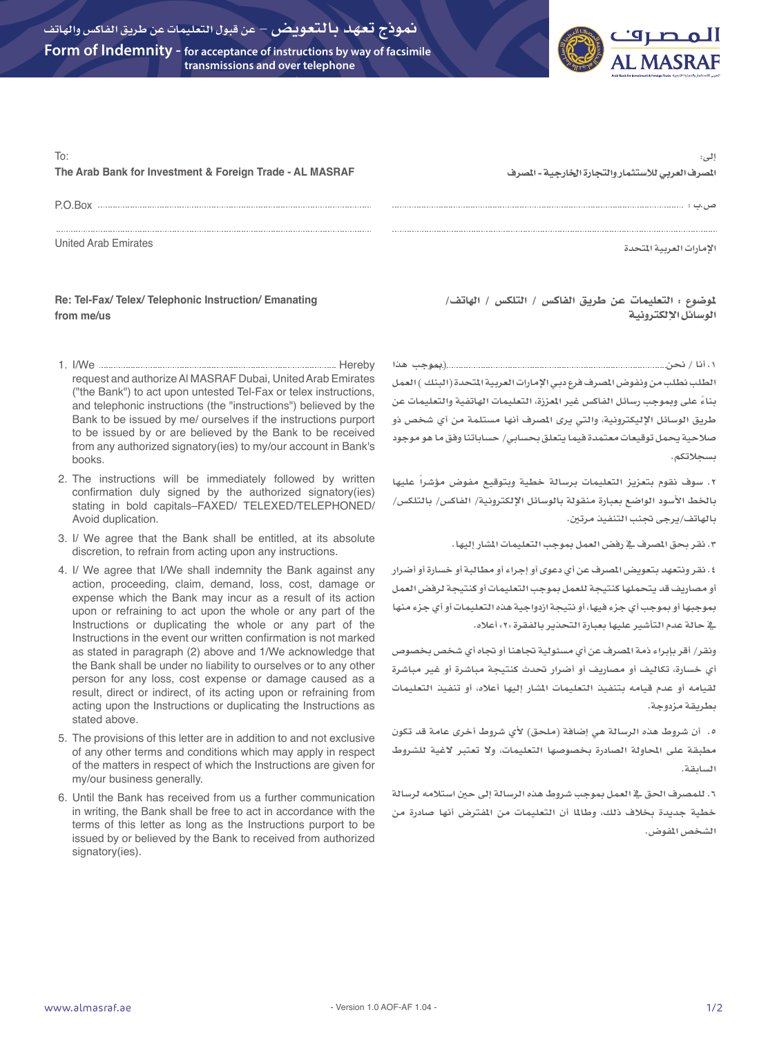# نموذج تعهد بالتعويض – عن قبول التعليمات عن طريق الفاكس والهاتف

# Form of Indemnity - for acceptance of instructions by way of facsimile transmissions and over telephone

المصرف
AL MASRAF

To:
**The Arab Bank for Investment & Foreign Trade - AL MASRAF**

P.O.Box ..............................................................................................

..........................................................................................................

United Arab Emirates

إلى:
**المصرف العربي للاستثمار والتجارة الخارجية - المصرف**

ص.ب : ..............................................................................................

..........................................................................................................

الإمارات العربية المتحدة

**Re: Tel-Fax/ Telex/ Telephonic Instruction/ Emanating from me/us**

**الموضوع : التعليمات عن طريق الفاكس / التلكس / الهاتف/ الوسائل الإلكترونية**

1. I/We ........................................................................................ Hereby request and authorize Al MASRAF Dubai, United Arab Emirates ("the Bank") to act upon untested Tel-Fax or telex instructions, and telephonic instructions (the "instructions") believed by the Bank to be issued by me/ ourselves if the instructions purport to be issued by or are believed by the Bank to be received from any authorized signatory(ies) to my/our account in Bank's books.
2. The instructions will be immediately followed by written confirmation duly signed by the authorized signatory(ies) stating in bold capitals–FAXED/ TELEXED/TELEPHONED/ Avoid duplication.
3. I/ We agree that the Bank shall be entitled, at its absolute discretion, to refrain from acting upon any instructions.
4. I/ We agree that I/We shall indemnity the Bank against any action, proceeding, claim, demand, loss, cost, damage or expense which the Bank may incur as a result of its action upon or refraining to act upon the whole or any part of the Instructions or duplicating the whole or any part of the Instructions in the event our written confirmation is not marked as stated in paragraph (2) above and 1/We acknowledge that the Bank shall be under no liability to ourselves or to any other person for any loss, cost expense or damage caused as a result, direct or indirect, of its acting upon or refraining from acting upon the Instructions or duplicating the Instructions as stated above.
5. The provisions of this letter are in addition to and not exclusive of any other terms and conditions which may apply in respect of the matters in respect of which the Instructions are given for my/our business generally.
6. Until the Bank has received from us a further communication in writing, the Bank shall be free to act in accordance with the terms of this letter as long as the Instructions purport to be issued by or believed by the Bank to received from authorized signatory(ies).

١. أنا / نحن........................................................................................(بموجب هذا الطلب نطلب من ونفوض المصرف فرع دبي الإمارات العربية المتحدة (البنك ) العمل بناءً على وبموجب رسائل الفاكس غير المعززة، التعليمات الهاتفية والتعليمات عن طريق الوسائل الإليكترونية، والتي يرى المصرف أنها مستلمة من أي شخص ذو صلاحية يحمل توقيعات معتمدة فيما يتعلق بحسابي/ حساباتنا وفق ما هو موجود بسجلاتكم.

٢. سوف نقوم بتعزيز التعليمات برسالة خطية وبتوقيع مفوض مؤشراً عليها بالخط الأسود الواضح بعبارة منقولة بالوسائل الإلكترونية/ الفاكس/ بالتلكس/ بالهاتف/يرجى تجنب التنفيذ مرتين.

٣. نقر بحق المصرف في رفض العمل بموجب التعليمات المشار إليها.

٤. نقر ونتعهد بتعويض المصرف عن أي دعوى أو إجراء أو مطالبة أو خسارة أو أضرار أو مصاريف قد يتحملها كنتيجة للعمل بموجب التعليمات أو كنتيجة لرفض العمل بموجبها أو بموجب أي جزء فيها، أو نتيجة ازدواجية هذه التعليمات أو أي جزء منها في حالة عدم التأشير عليها بعبارة التحذير بالفقرة «٢» أعلاه.

ونقر/ أقر بإبراء ذمة المصرف عن أي مسئولية تجاهنا أو تجاه أي شخص بخصوص أي خسارة، تكاليف أو مصاريف أو أضرار تحدث كنتيجة مباشرة أو غير مباشرة لقيامه أو عدم قيامه بتنفيذ التعليمات المشار إليها أعلاه، أو تنفيذ التعليمات بطريقة مزدوجة.

٥. أن شروط هذه الرسالة هي إضافة (ملحق) لأي شروط أخرى عامة قد تكون مطبقة على المحاولة الصادرة بخصوصها التعليمات، ولا تعتبر لاغية للشروط السابقة.

٦. للمصرف الحق في العمل بموجب شروط هذه الرسالة إلى حين استلامه لرسالة خطية جديدة بخلاف ذلك، وطالما أن التعليمات من المفترض أنها صادرة من الشخص المفوض.

www.almasraf.ae - Version 1.0 AOF-AF 1.04 -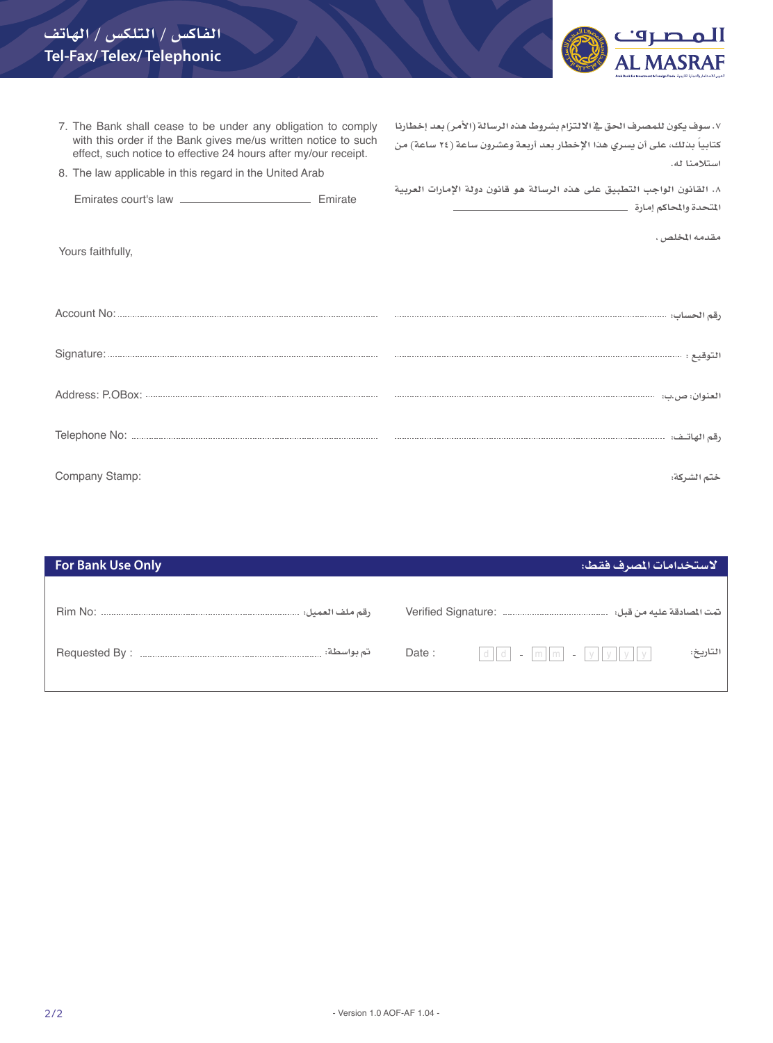# الفاكس / التلكس / الهاتف
# Tel-Fax/ Telex/ Telephonic

AL MASRAF المصرف

7. The Bank shall cease to be under any obligation to comply with this order if the Bank gives me/us written notice to such effect, such notice to effective 24 hours after my/our receipt.

8. The law applicable in this regard in the United Arab Emirates court's law ____________ Emirate

٧. سوف يكون للمصرف الحق في الالتزام بشروط هذه الرسالة (الأمر) بعد إخطارنا كتابياً بذلك، على أن يسري هذا الإخطار بعد أربعة وعشرون ساعة (٢٤ ساعة) من استلامنا له.

٨. القانون الواجب التطبيق على هذه الرسالة هو قانون دولة الإمارات العربية المتحدة والمحاكم إمارة ____________

Yours faithfully,

مقدمه المخلص ،

Account No: .................................... .................................... رقم الحساب:

Signature: .................................... .................................... التوقيع :

Address: P.OBox: .................................... .................................... العنوان: ص.ب:

Telephone No: .................................... .................................... رقم الهاتـف:

Company Stamp: ختم الشركة:

## For Bank Use Only لاستخدامات المصرف فقط:

| | |
|---|---|
| Rim No: .................... رقم ملف العميل: | Verified Signature: .................... تمت المصادقة عليه من قبل: |
| Requested By : .................... تم بواسطة: | Date : d d - m m - y y y y التاريخ: |

- Version 1.0 AOF-AF 1.04 -